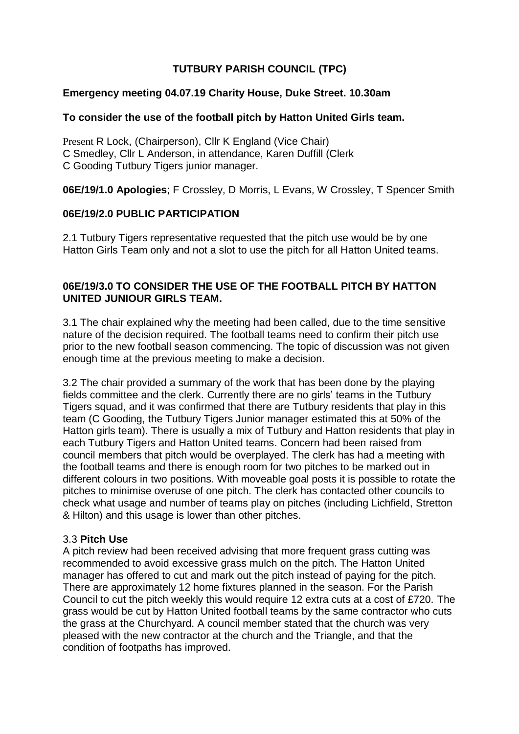**TUTBURY PARISH COUNCIL (TPC)**

**Emergency meeting 04.07.19 Charity House, Duke Street. 10.30am**

**To consider the use of the football pitch by Hatton United Girls team.**

Present R Lock, (Chairperson), Cllr K England (Vice Chair)
C Smedley, Cllr L Anderson, in attendance, Karen Duffill (Clerk
C Gooding Tutbury Tigers junior manager.

**06E/19/1.0 Apologies**; F Crossley, D Morris, L Evans, W Crossley, T Spencer Smith

**06E/19/2.0 PUBLIC PARTICIPATION**

2.1 Tutbury Tigers representative requested that the pitch use would be by one Hatton Girls Team only and not a slot to use the pitch for all Hatton United teams.

**06E/19/3.0 TO CONSIDER THE USE OF THE FOOTBALL PITCH BY HATTON UNITED JUNIOUR GIRLS TEAM.**

3.1 The chair explained why the meeting had been called, due to the time sensitive nature of the decision required. The football teams need to confirm their pitch use prior to the new football season commencing. The topic of discussion was not given enough time at the previous meeting to make a decision.

3.2 The chair provided a summary of the work that has been done by the playing fields committee and the clerk. Currently there are no girls' teams in the Tutbury Tigers squad, and it was confirmed that there are Tutbury residents that play in this team (C Gooding, the Tutbury Tigers Junior manager estimated this at 50% of the Hatton girls team). There is usually a mix of Tutbury and Hatton residents that play in each Tutbury Tigers and Hatton United teams. Concern had been raised from council members that pitch would be overplayed. The clerk has had a meeting with the football teams and there is enough room for two pitches to be marked out in different colours in two positions. With moveable goal posts it is possible to rotate the pitches to minimise overuse of one pitch. The clerk has contacted other councils to check what usage and number of teams play on pitches (including Lichfield, Stretton & Hilton) and this usage is lower than other pitches.

3.3 **Pitch Use**
A pitch review had been received advising that more frequent grass cutting was recommended to avoid excessive grass mulch on the pitch. The Hatton United manager has offered to cut and mark out the pitch instead of paying for the pitch. There are approximately 12 home fixtures planned in the season. For the Parish Council to cut the pitch weekly this would require 12 extra cuts at a cost of £720. The grass would be cut by Hatton United football teams by the same contractor who cuts the grass at the Churchyard. A council member stated that the church was very pleased with the new contractor at the church and the Triangle, and that the condition of footpaths has improved.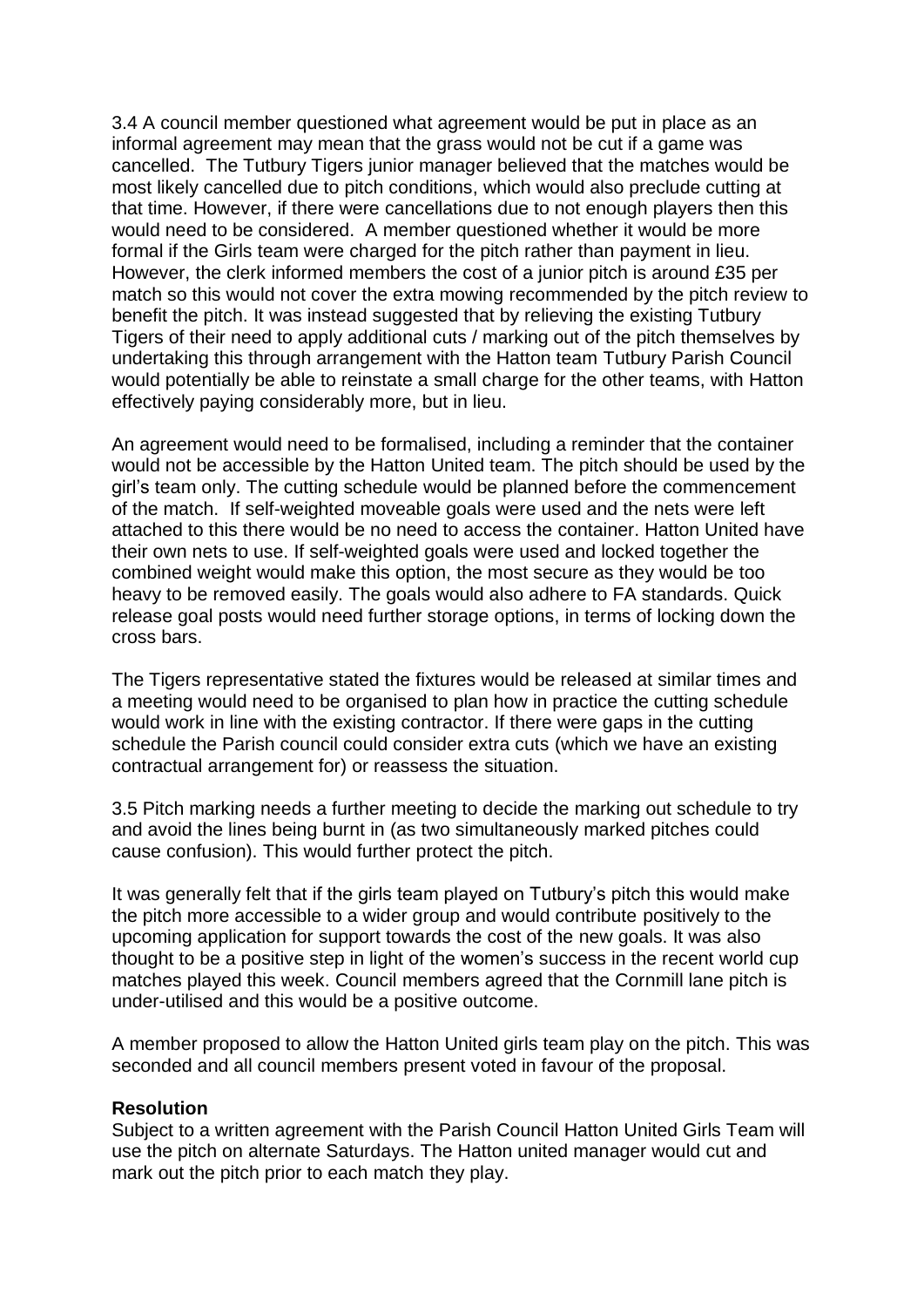3.4 A council member questioned what agreement would be put in place as an informal agreement may mean that the grass would not be cut if a game was cancelled. The Tutbury Tigers junior manager believed that the matches would be most likely cancelled due to pitch conditions, which would also preclude cutting at that time. However, if there were cancellations due to not enough players then this would need to be considered. A member questioned whether it would be more formal if the Girls team were charged for the pitch rather than payment in lieu. However, the clerk informed members the cost of a junior pitch is around £35 per match so this would not cover the extra mowing recommended by the pitch review to benefit the pitch. It was instead suggested that by relieving the existing Tutbury Tigers of their need to apply additional cuts / marking out of the pitch themselves by undertaking this through arrangement with the Hatton team Tutbury Parish Council would potentially be able to reinstate a small charge for the other teams, with Hatton effectively paying considerably more, but in lieu.

An agreement would need to be formalised, including a reminder that the container would not be accessible by the Hatton United team. The pitch should be used by the girl's team only. The cutting schedule would be planned before the commencement of the match. If self-weighted moveable goals were used and the nets were left attached to this there would be no need to access the container. Hatton United have their own nets to use. If self-weighted goals were used and locked together the combined weight would make this option, the most secure as they would be too heavy to be removed easily. The goals would also adhere to FA standards. Quick release goal posts would need further storage options, in terms of locking down the cross bars.

The Tigers representative stated the fixtures would be released at similar times and a meeting would need to be organised to plan how in practice the cutting schedule would work in line with the existing contractor. If there were gaps in the cutting schedule the Parish council could consider extra cuts (which we have an existing contractual arrangement for) or reassess the situation.

3.5 Pitch marking needs a further meeting to decide the marking out schedule to try and avoid the lines being burnt in (as two simultaneously marked pitches could cause confusion). This would further protect the pitch.

It was generally felt that if the girls team played on Tutbury's pitch this would make the pitch more accessible to a wider group and would contribute positively to the upcoming application for support towards the cost of the new goals. It was also thought to be a positive step in light of the women's success in the recent world cup matches played this week. Council members agreed that the Cornmill lane pitch is under-utilised and this would be a positive outcome.

A member proposed to allow the Hatton United girls team play on the pitch. This was seconded and all council members present voted in favour of the proposal.

**Resolution**

Subject to a written agreement with the Parish Council Hatton United Girls Team will use the pitch on alternate Saturdays. The Hatton united manager would cut and mark out the pitch prior to each match they play.